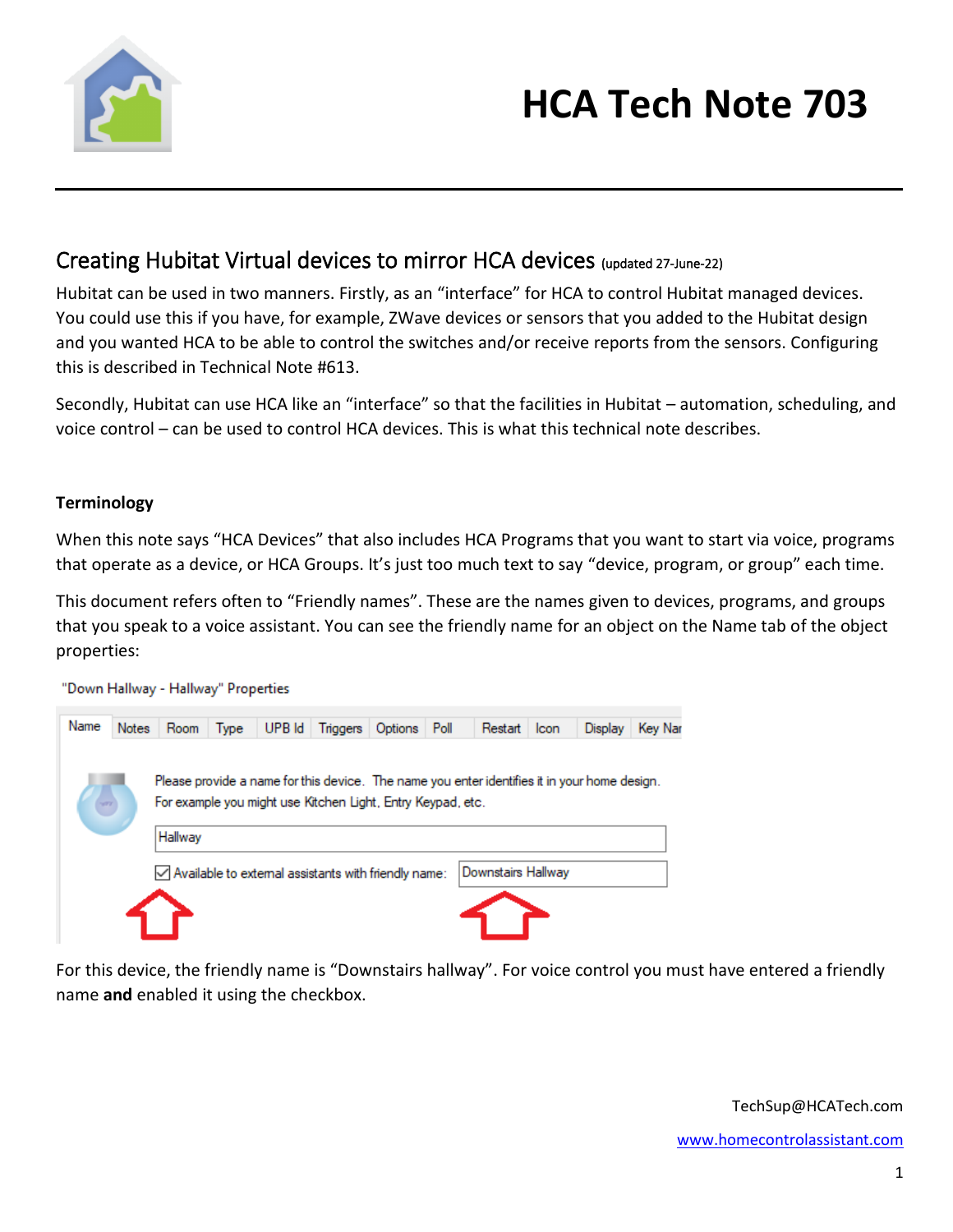# HCA Tech Note 703

## Creating Hubitat Virtual devices to mirror HCA devices (updated 27-June-22)

Hubitat can be used in two manners. Firstly, as an "interface" for HCA to control Hubitat managed devices. You could use this if you have, for example, ZWave devices or sensors that you added to the Hubitat design and you wanted HCA to be able to control the switches and/or receive reports from the sensors. Configuring this is described in Technical Note #613.

Secondly, Hubitat can use HCA like an "interface" so that the facilities in Hubitat – automation, scheduling, and voice control – can be used to control HCA devices. This is what this technical note describes.

### Terminology

When this note says "HCA Devices" that also includes HCA Programs that you want to start via voice, programs that operate as a device, or HCA Groups. It's just too much text to say "device, program, or group" each time.

This document refers often to "Friendly names". These are the names given to devices, programs, and groups that you speak to a voice assistant. You can see the friendly name for an object on the Name tab of the object properties:

For this device, the friendly name is "Downstairs hallway". For voice control you must have entered a friendly name **and** enabled it using the checkbox.

TechSup@HCATech.com

www.homecontrolassistant.com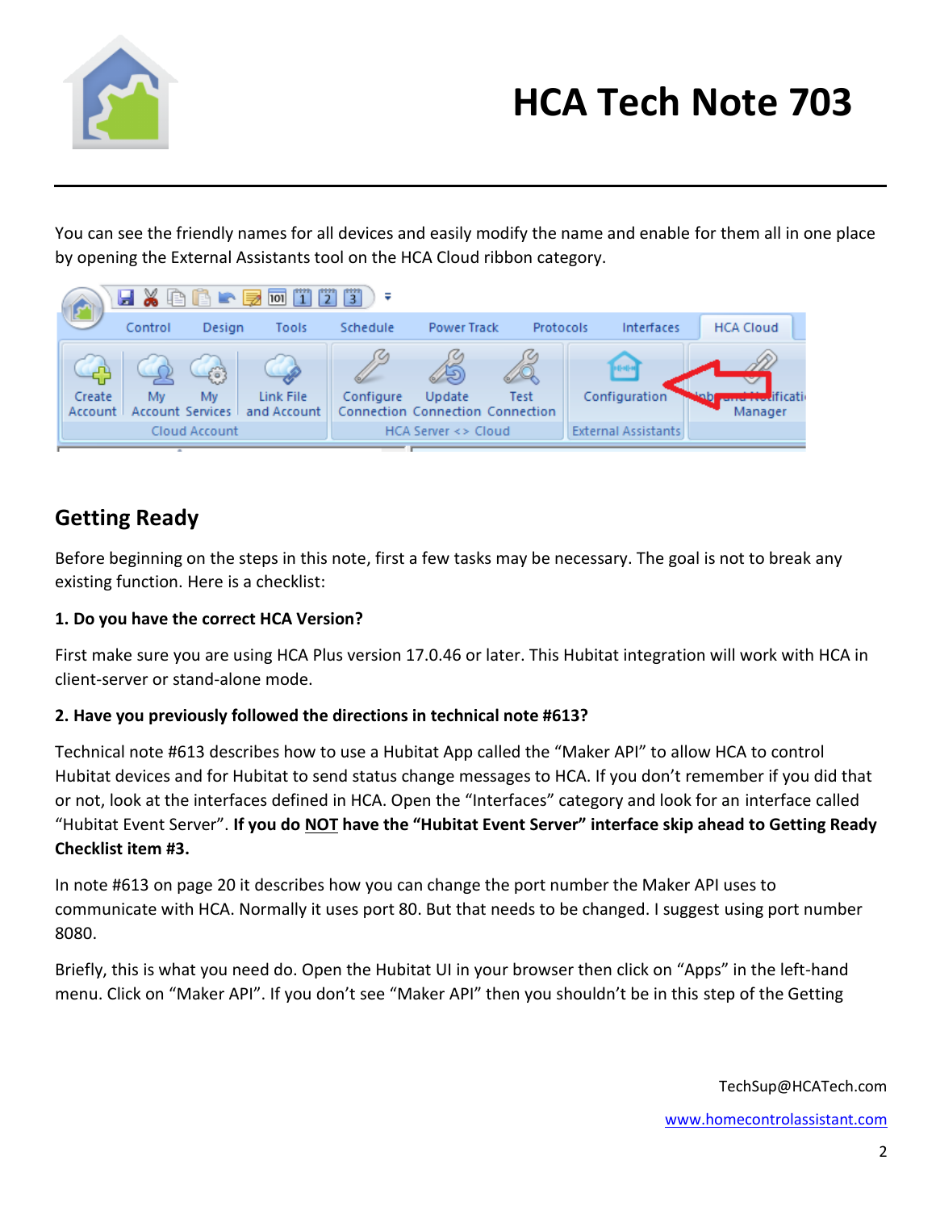You can see the friendly names for all devices and easily modify the name and enable for them all in one place by opening the External Assistants tool on the HCA Cloud ribbon category.

## Getting Ready

Before beginning on the steps in this note, first a few tasks may be necessary. The goal is not to break any existing function. Here is a checklist:

**1. Do you have the correct HCA Version?**

First make sure you are using HCA Plus version 17.0.46 or later. This Hubitat integration will work with HCA in client-server or stand-alone mode.

**2. Have you previously followed the directions in technical note #613?**

Technical note #613 describes how to use a Hubitat App called the "Maker API" to allow HCA to control Hubitat devices and for Hubitat to send status change messages to HCA. If you don't remember if you did that or not, look at the interfaces defined in HCA. Open the "Interfaces" category and look for an interface called "Hubitat Event Server". **If you do <u>NOT</u> have the "Hubitat Event Server" interface skip ahead to Getting Ready Checklist item #3.**

In note #613 on page 20 it describes how you can change the port number the Maker API uses to communicate with HCA. Normally it uses port 80. But that needs to be changed. I suggest using port number 8080.

Briefly, this is what you need do. Open the Hubitat UI in your browser then click on "Apps" in the left-hand menu. Click on "Maker API". If you don't see "Maker API" then you shouldn't be in this step of the Getting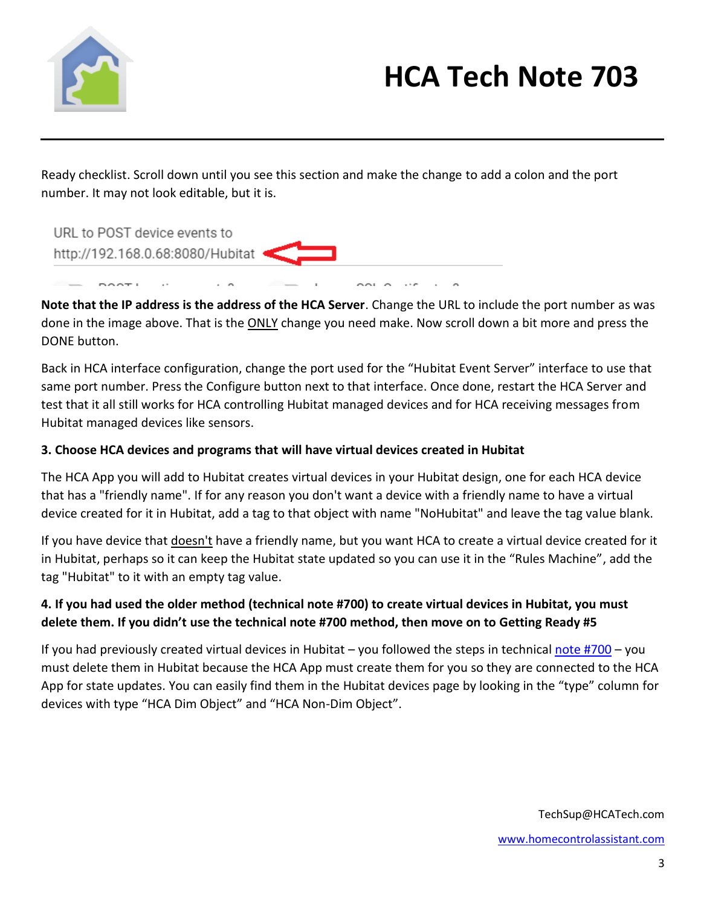Ready checklist. Scroll down until you see this section and make the change to add a colon and the port number. It may not look editable, but it is.

URL to POST device events to
http://192.168.0.68:8080/Hubitat

**Note that the IP address is the address of the HCA Server**. Change the URL to include the port number as was done in the image above. That is the ONLY change you need make. Now scroll down a bit more and press the DONE button.

Back in HCA interface configuration, change the port used for the "Hubitat Event Server" interface to use that same port number. Press the Configure button next to that interface. Once done, restart the HCA Server and test that it all still works for HCA controlling Hubitat managed devices and for HCA receiving messages from Hubitat managed devices like sensors.

**3. Choose HCA devices and programs that will have virtual devices created in Hubitat**

The HCA App you will add to Hubitat creates virtual devices in your Hubitat design, one for each HCA device that has a "friendly name". If for any reason you don't want a device with a friendly name to have a virtual device created for it in Hubitat, add a tag to that object with name "NoHubitat" and leave the tag value blank.

If you have device that doesn't have a friendly name, but you want HCA to create a virtual device created for it in Hubitat, perhaps so it can keep the Hubitat state updated so you can use it in the "Rules Machine", add the tag "Hubitat" to it with an empty tag value.

**4. If you had used the older method (technical note #700) to create virtual devices in Hubitat, you must delete them. If you didn't use the technical note #700 method, then move on to Getting Ready #5**

If you had previously created virtual devices in Hubitat – you followed the steps in technical note #700 – you must delete them in Hubitat because the HCA App must create them for you so they are connected to the HCA App for state updates. You can easily find them in the Hubitat devices page by looking in the "type" column for devices with type "HCA Dim Object" and "HCA Non-Dim Object".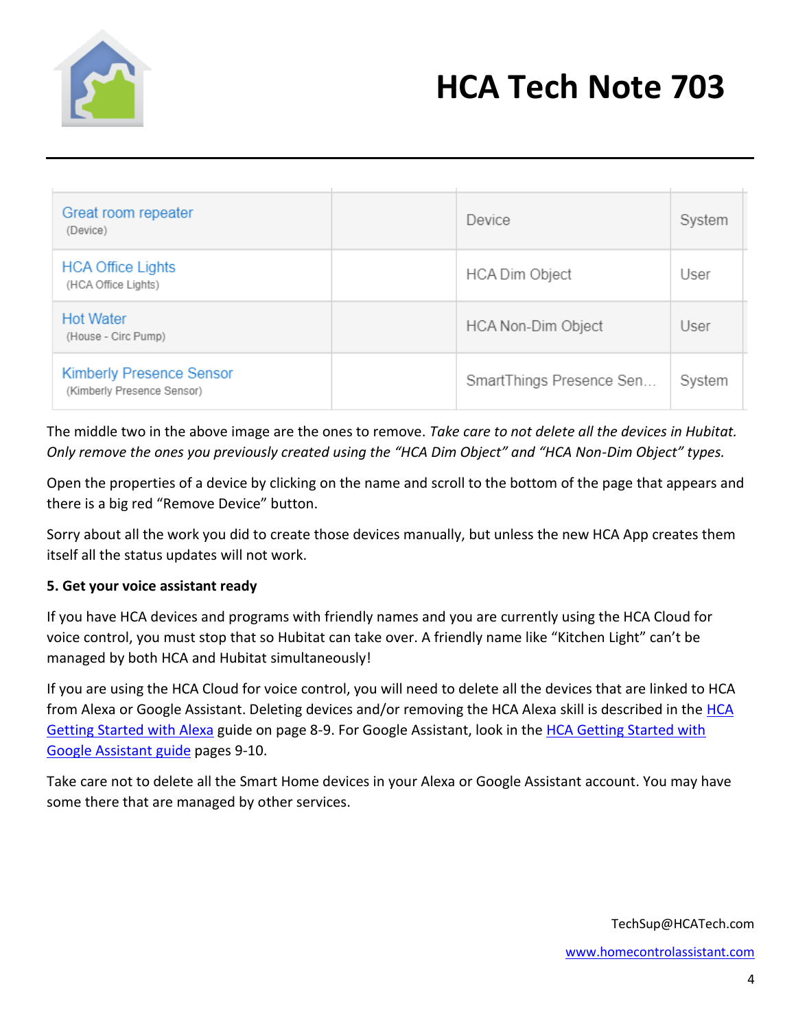| | | | |
|---|---|---|---|
| Great room repeater (Device) | | Device | System |
| HCA Office Lights (HCA Office Lights) | | HCA Dim Object | User |
| Hot Water (House - Circ Pump) | | HCA Non-Dim Object | User |
| Kimberly Presence Sensor (Kimberly Presence Sensor) | | SmartThings Presence Sen... | System |

The middle two in the above image are the ones to remove. *Take care to not delete all the devices in Hubitat. Only remove the ones you previously created using the "HCA Dim Object" and "HCA Non-Dim Object" types.*

Open the properties of a device by clicking on the name and scroll to the bottom of the page that appears and there is a big red "Remove Device" button.

Sorry about all the work you did to create those devices manually, but unless the new HCA App creates them itself all the status updates will not work.

**5. Get your voice assistant ready**

If you have HCA devices and programs with friendly names and you are currently using the HCA Cloud for voice control, you must stop that so Hubitat can take over. A friendly name like "Kitchen Light" can't be managed by both HCA and Hubitat simultaneously!

If you are using the HCA Cloud for voice control, you will need to delete all the devices that are linked to HCA from Alexa or Google Assistant. Deleting devices and/or removing the HCA Alexa skill is described in the HCA Getting Started with Alexa guide on page 8-9. For Google Assistant, look in the HCA Getting Started with Google Assistant guide pages 9-10.

Take care not to delete all the Smart Home devices in your Alexa or Google Assistant account. You may have some there that are managed by other services.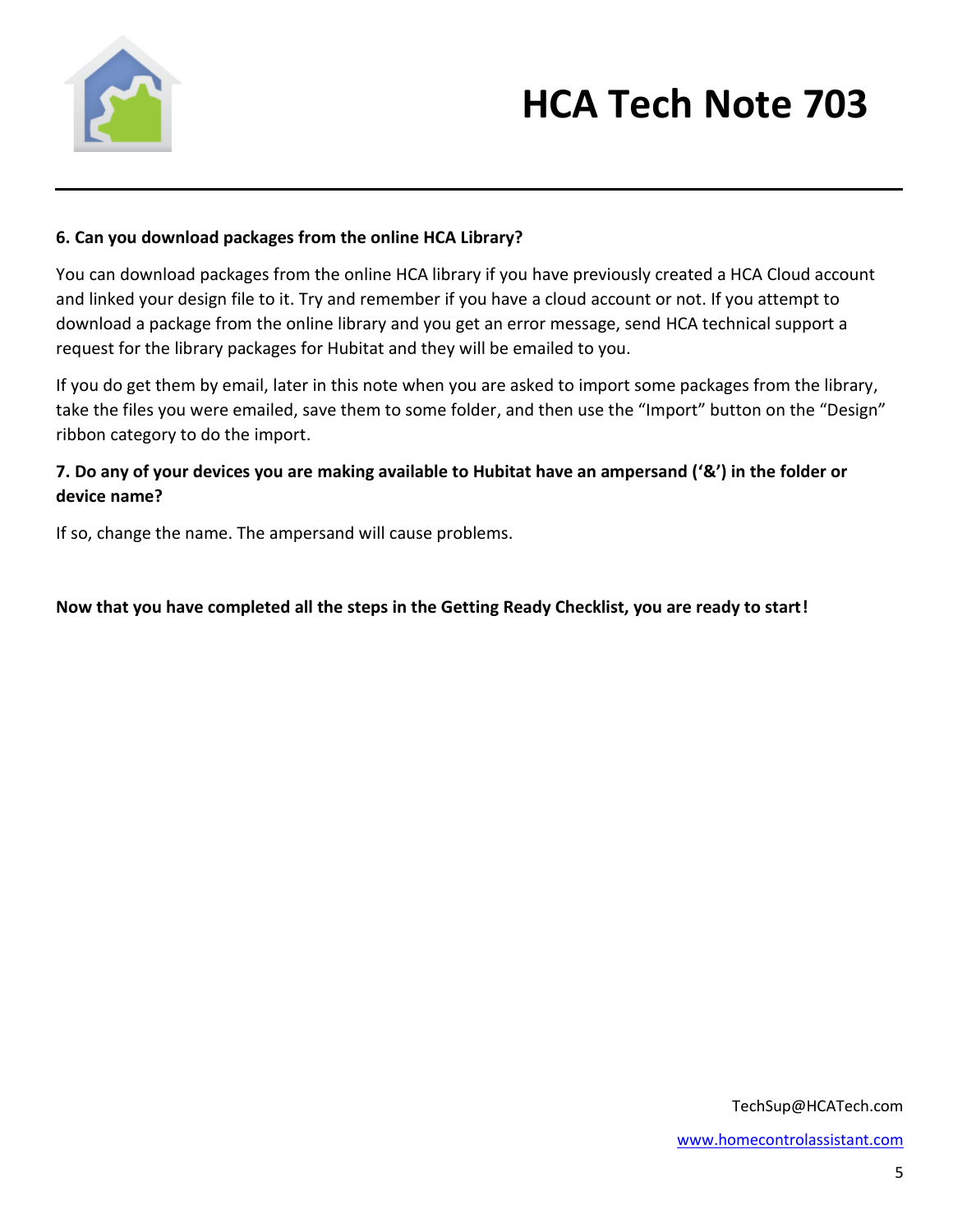**6. Can you download packages from the online HCA Library?**

You can download packages from the online HCA library if you have previously created a HCA Cloud account and linked your design file to it. Try and remember if you have a cloud account or not. If you attempt to download a package from the online library and you get an error message, send HCA technical support a request for the library packages for Hubitat and they will be emailed to you.

If you do get them by email, later in this note when you are asked to import some packages from the library, take the files you were emailed, save them to some folder, and then use the "Import" button on the "Design" ribbon category to do the import.

**7. Do any of your devices you are making available to Hubitat have an ampersand ('&') in the folder or device name?**

If so, change the name. The ampersand will cause problems.

**Now that you have completed all the steps in the Getting Ready Checklist, you are ready to start!**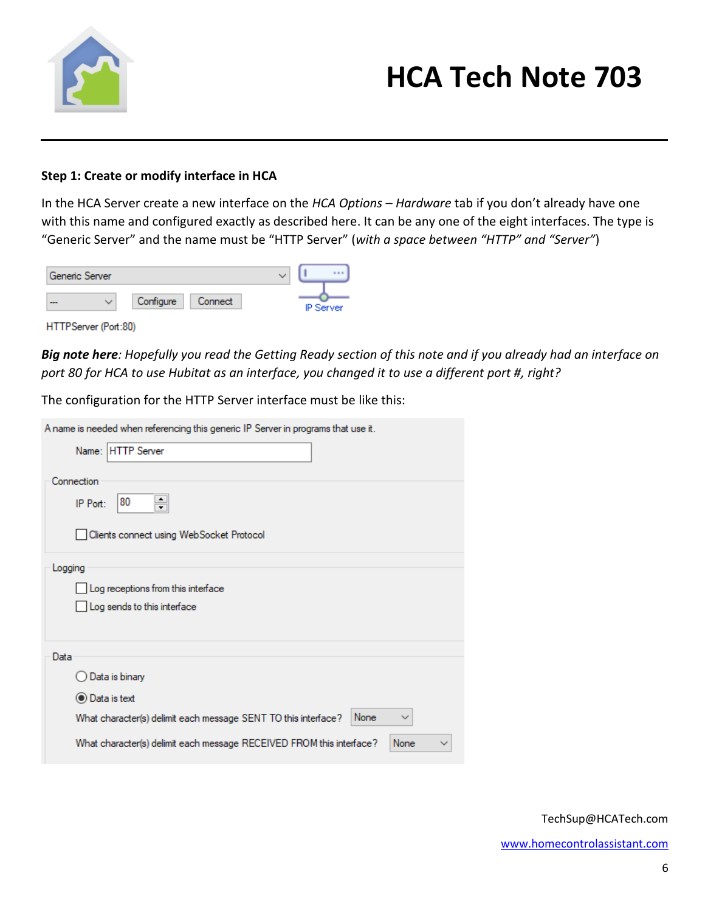**Step 1: Create or modify interface in HCA**

In the HCA Server create a new interface on the *HCA Options – Hardware* tab if you don't already have one with this name and configured exactly as described here. It can be any one of the eight interfaces. The type is "Generic Server" and the name must be "HTTP Server" (*with a space between "HTTP" and "Server"*)

Generic Server

--- Configure Connect

IP Server

HTTPServer (Port:80)

***Big note here****: Hopefully you read the Getting Ready section of this note and if you already had an interface on port 80 for HCA to use Hubitat as an interface, you changed it to use a different port #, right?*

The configuration for the HTTP Server interface must be like this:

A name is needed when referencing this generic IP Server in programs that use it.

Name: HTTP Server

Connection

IP Port: 80

☐ Clients connect using WebSocket Protocol

Logging

☐ Log receptions from this interface

☐ Log sends to this interface

Data

○ Data is binary

◉ Data is text

What character(s) delimit each message SENT TO this interface? None

What character(s) delimit each message RECEIVED FROM this interface? None

TechSup@HCATech.com

www.homecontrolassistant.com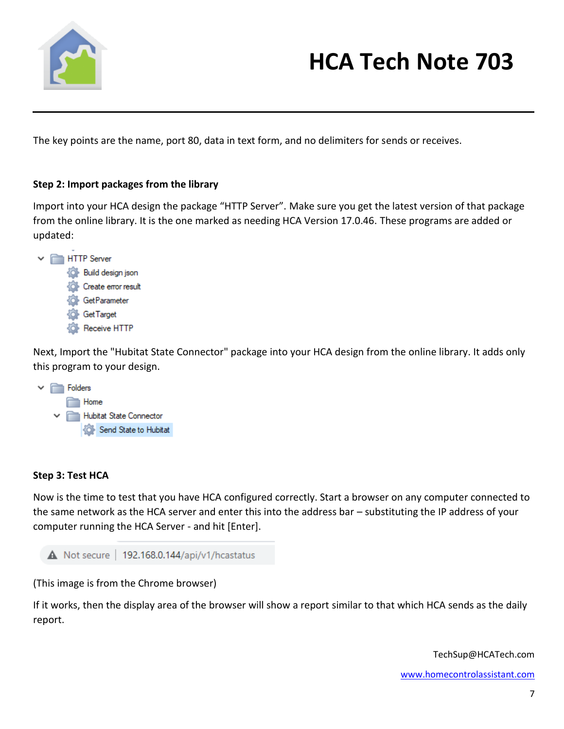The key points are the name, port 80, data in text form, and no delimiters for sends or receives.

**Step 2: Import packages from the library**

Import into your HCA design the package “HTTP Server”. Make sure you get the latest version of that package from the online library. It is the one marked as needing HCA Version 17.0.46. These programs are added or updated:

- HTTP Server
  - Build design json
  - Create error result
  - GetParameter
  - GetTarget
  - Receive HTTP

Next, Import the "Hubitat State Connector" package into your HCA design from the online library. It adds only this program to your design.

- Folders
  - Home
  - Hubitat State Connector
    - Send State to Hubitat

**Step 3: Test HCA**

Now is the time to test that you have HCA configured correctly. Start a browser on any computer connected to the same network as the HCA server and enter this into the address bar – substituting the IP address of your computer running the HCA Server - and hit [Enter].

```
Not secure | 192.168.0.144/api/v1/hcastatus
```

(This image is from the Chrome browser)

If it works, then the display area of the browser will show a report similar to that which HCA sends as the daily report.

TechSup@HCATech.com

www.homecontrolassistant.com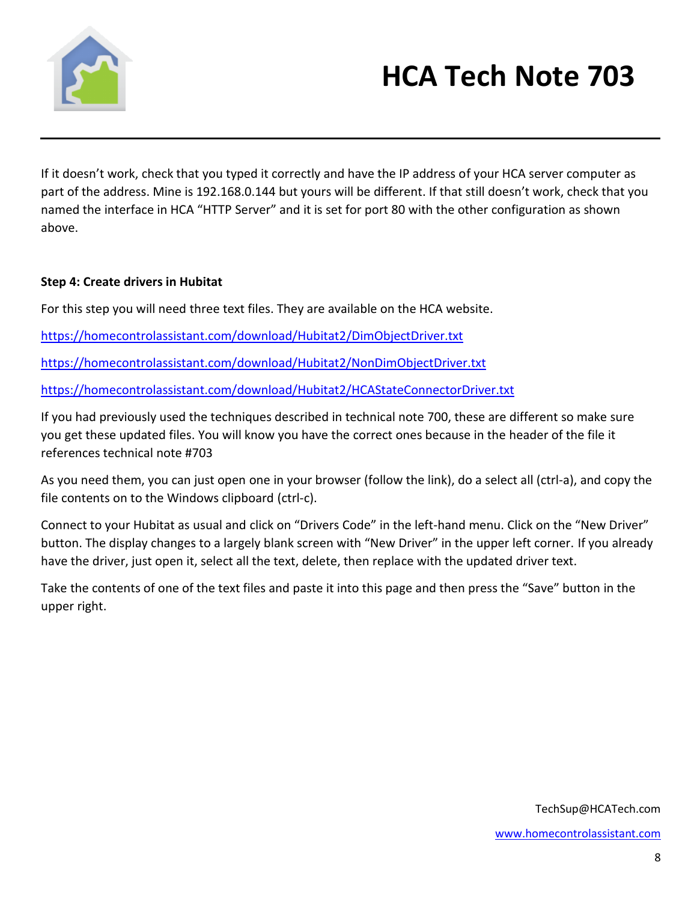If it doesn't work, check that you typed it correctly and have the IP address of your HCA server computer as part of the address. Mine is 192.168.0.144 but yours will be different. If that still doesn't work, check that you named the interface in HCA "HTTP Server" and it is set for port 80 with the other configuration as shown above.

**Step 4: Create drivers in Hubitat**

For this step you will need three text files. They are available on the HCA website.

https://homecontrolassistant.com/download/Hubitat2/DimObjectDriver.txt

https://homecontrolassistant.com/download/Hubitat2/NonDimObjectDriver.txt

https://homecontrolassistant.com/download/Hubitat2/HCAStateConnectorDriver.txt

If you had previously used the techniques described in technical note 700, these are different so make sure you get these updated files. You will know you have the correct ones because in the header of the file it references technical note #703

As you need them, you can just open one in your browser (follow the link), do a select all (ctrl-a), and copy the file contents on to the Windows clipboard (ctrl-c).

Connect to your Hubitat as usual and click on "Drivers Code" in the left-hand menu. Click on the "New Driver" button. The display changes to a largely blank screen with "New Driver" in the upper left corner. If you already have the driver, just open it, select all the text, delete, then replace with the updated driver text.

Take the contents of one of the text files and paste it into this page and then press the "Save" button in the upper right.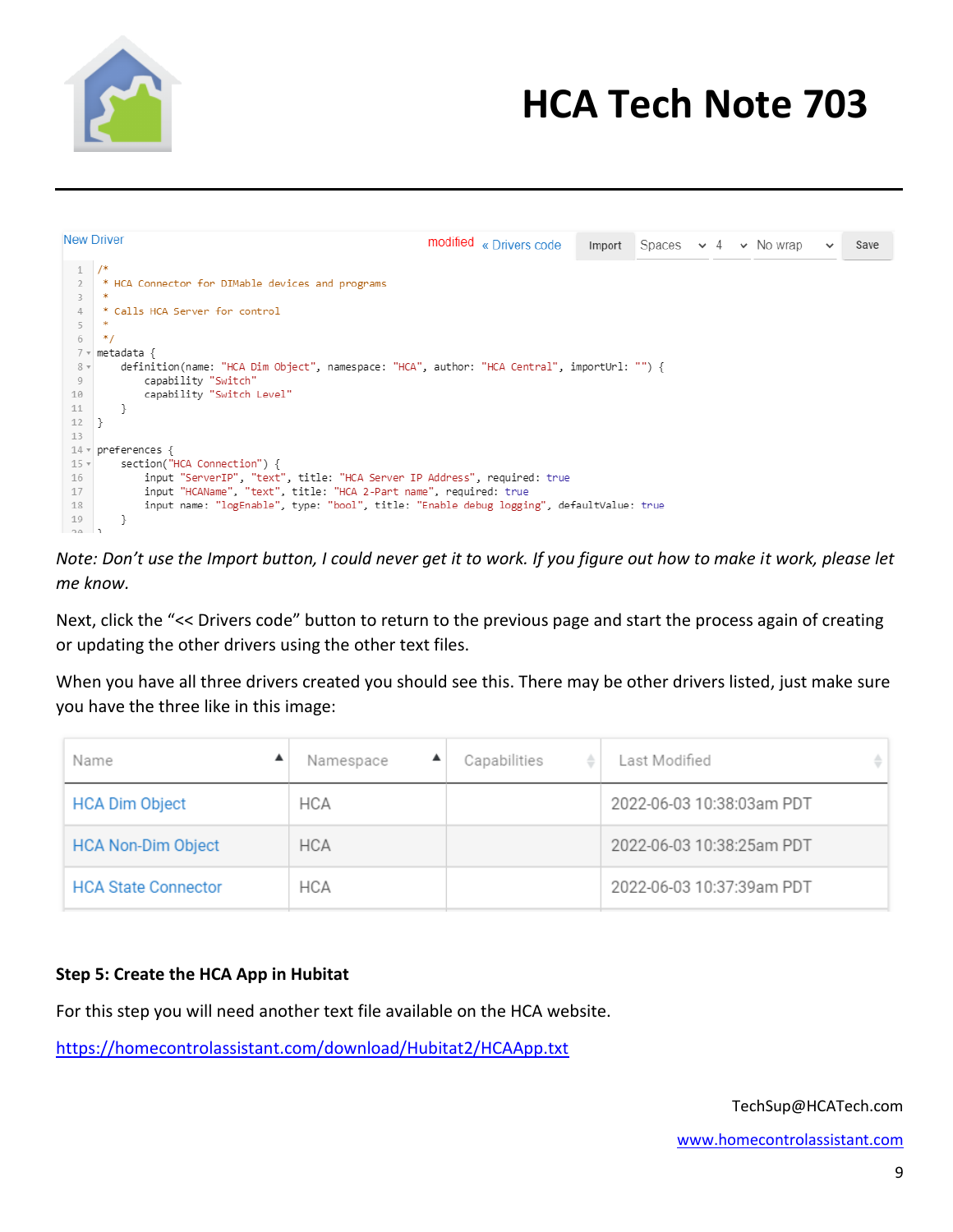New Driver    modified « Drivers code    Import    Spaces    4    No wrap    Save

```
/*
 * HCA Connector for DIMable devices and programs
 *
 * Calls HCA Server for control
 *
 */
metadata {
    definition(name: "HCA Dim Object", namespace: "HCA", author: "HCA Central", importUrl: "") {
        capability "Switch"
        capability "Switch Level"
    }
}

preferences {
    section("HCA Connection") {
        input "ServerIP", "text", title: "HCA Server IP Address", required: true
        input "HCAName", "text", title: "HCA 2-Part name", required: true
        input name: "logEnable", type: "bool", title: "Enable debug logging", defaultValue: true
    }
```

*Note: Don't use the Import button, I could never get it to work. If you figure out how to make it work, please let me know.*

Next, click the "<< Drivers code" button to return to the previous page and start the process again of creating or updating the other drivers using the other text files.

When you have all three drivers created you should see this. There may be other drivers listed, just make sure you have the three like in this image:

| Name | Namespace | Capabilities | Last Modified |
|---|---|---|---|
| HCA Dim Object | HCA | | 2022-06-03 10:38:03am PDT |
| HCA Non-Dim Object | HCA | | 2022-06-03 10:38:25am PDT |
| HCA State Connector | HCA | | 2022-06-03 10:37:39am PDT |

**Step 5: Create the HCA App in Hubitat**

For this step you will need another text file available on the HCA website.

https://homecontrolassistant.com/download/Hubitat2/HCAApp.txt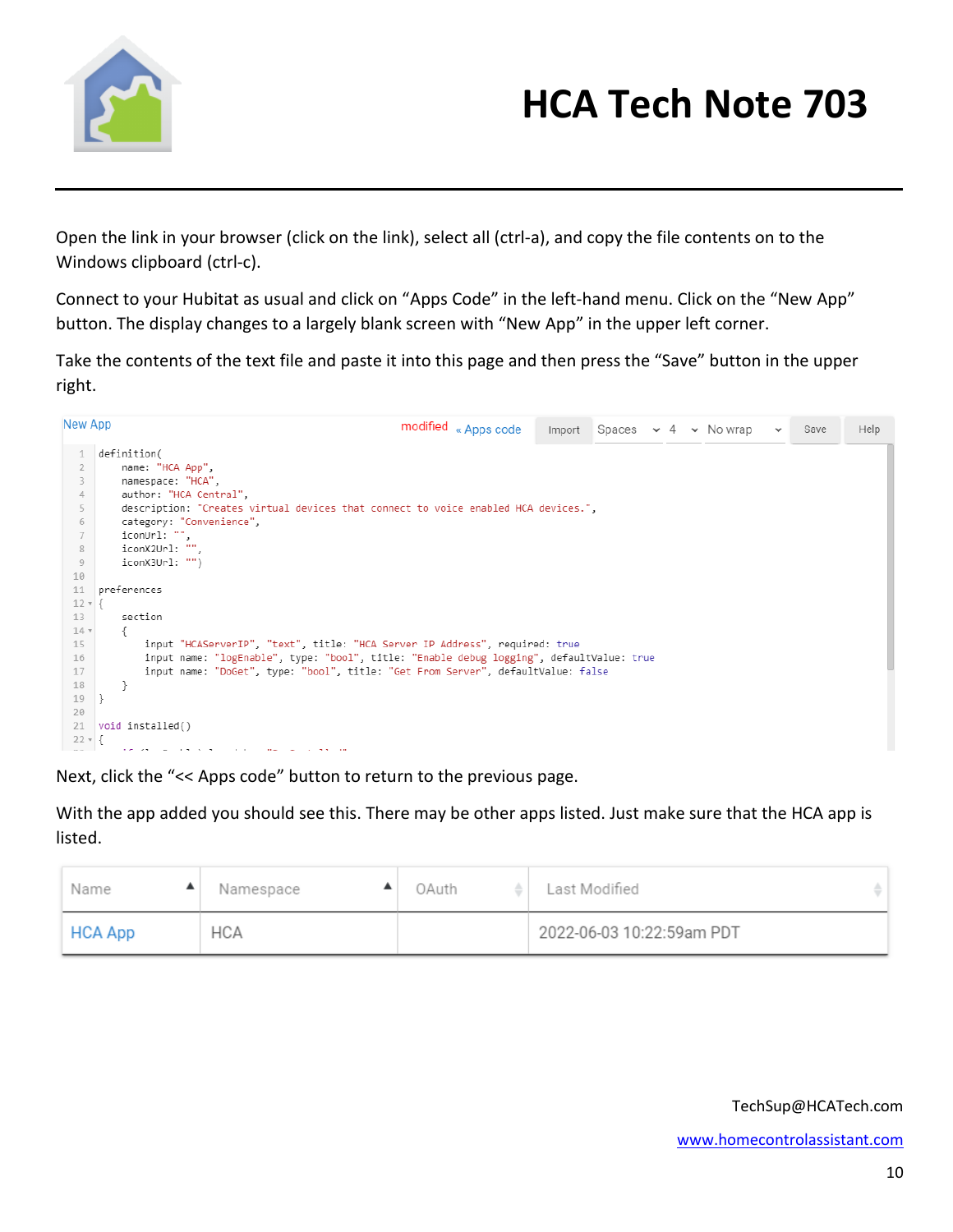Open the link in your browser (click on the link), select all (ctrl-a), and copy the file contents on to the Windows clipboard (ctrl-c).

Connect to your Hubitat as usual and click on “Apps Code” in the left-hand menu. Click on the “New App” button. The display changes to a largely blank screen with “New App” in the upper left corner.

Take the contents of the text file and paste it into this page and then press the “Save” button in the upper right.

New App    modified « Apps code    Import    Spaces    4    No wrap    Save    Help

```
definition(
    name: "HCA App",
    namespace: "HCA",
    author: "HCA Central",
    description: "Creates virtual devices that connect to voice enabled HCA devices.",
    category: "Convenience",
    iconUrl: "",
    iconX2Url: "",
    iconX3Url: "")

preferences
{
    section
    {
        input "HCAServerIP", "text", title: "HCA Server IP Address", required: true
        input name: "logEnable", type: "bool", title: "Enable debug logging", defaultValue: true
        input name: "DoGet", type: "bool", title: "Get From Server", defaultValue: false
    }
}

void installed()
{
```

Next, click the “<< Apps code” button to return to the previous page.

With the app added you should see this. There may be other apps listed. Just make sure that the HCA app is listed.

| Name | Namespace | OAuth | Last Modified |
|---|---|---|---|
| HCA App | HCA | | 2022-06-03 10:22:59am PDT |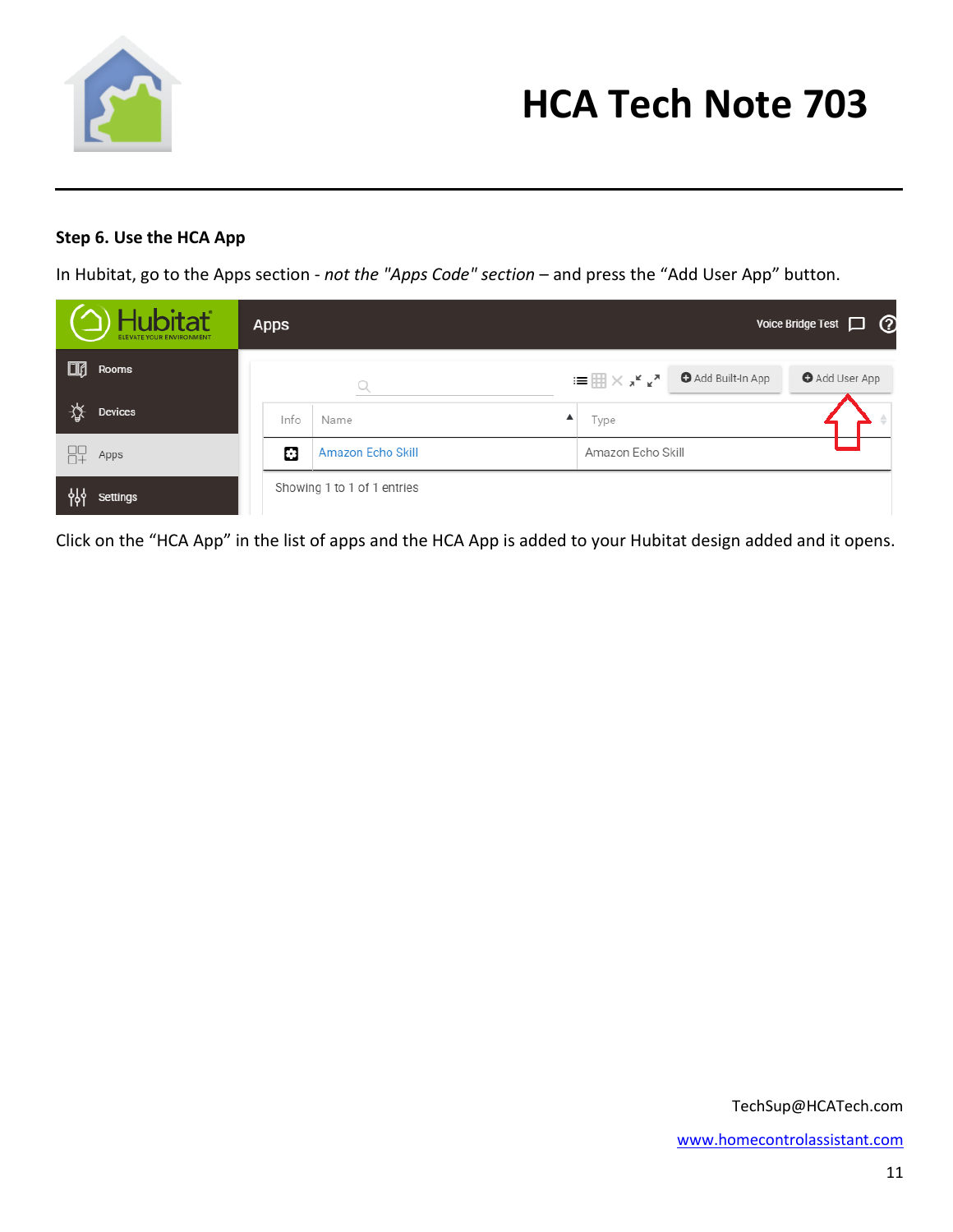**Step 6. Use the HCA App**

In Hubitat, go to the Apps section - *not the "Apps Code" section* – and press the “Add User App” button.

Click on the “HCA App” in the list of apps and the HCA App is added to your Hubitat design added and it opens.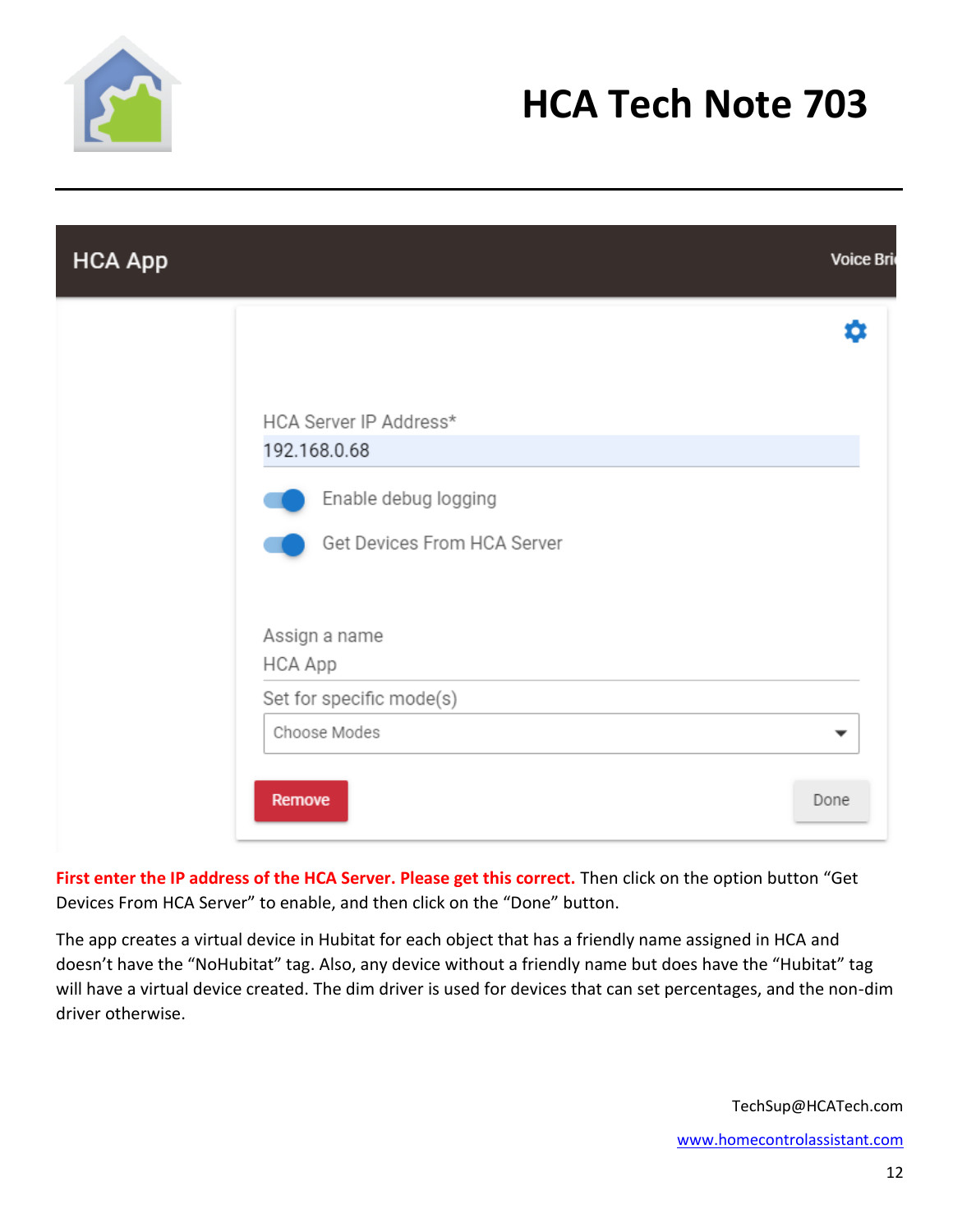# HCA Tech Note 703

HCA App

Voice Bri

HCA Server IP Address*

192.168.0.68

Enable debug logging

Get Devices From HCA Server

Assign a name

HCA App

Set for specific mode(s)

Choose Modes

Remove

Done

**First enter the IP address of the HCA Server. Please get this correct.** Then click on the option button "Get Devices From HCA Server" to enable, and then click on the "Done" button.

The app creates a virtual device in Hubitat for each object that has a friendly name assigned in HCA and doesn't have the "NoHubitat" tag. Also, any device without a friendly name but does have the "Hubitat" tag will have a virtual device created. The dim driver is used for devices that can set percentages, and the non-dim driver otherwise.

TechSup@HCATech.com

www.homecontrolassistant.com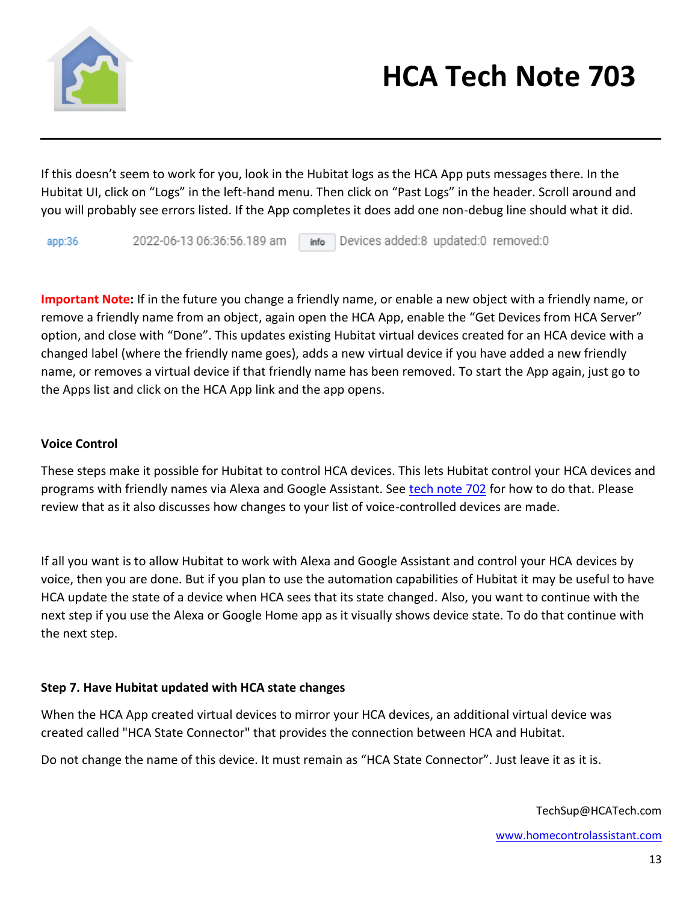If this doesn't seem to work for you, look in the Hubitat logs as the HCA App puts messages there. In the Hubitat UI, click on "Logs" in the left-hand menu. Then click on "Past Logs" in the header. Scroll around and you will probably see errors listed. If the App completes it does add one non-debug line should what it did.

```
app:36    2022-06-13 06:36:56.189 am    info    Devices added:8  updated:0  removed:0
```

**Important Note:** If in the future you change a friendly name, or enable a new object with a friendly name, or remove a friendly name from an object, again open the HCA App, enable the "Get Devices from HCA Server" option, and close with "Done". This updates existing Hubitat virtual devices created for an HCA device with a changed label (where the friendly name goes), adds a new virtual device if you have added a new friendly name, or removes a virtual device if that friendly name has been removed. To start the App again, just go to the Apps list and click on the HCA App link and the app opens.

### Voice Control

These steps make it possible for Hubitat to control HCA devices. This lets Hubitat control your HCA devices and programs with friendly names via Alexa and Google Assistant. See tech note 702 for how to do that. Please review that as it also discusses how changes to your list of voice-controlled devices are made.

If all you want is to allow Hubitat to work with Alexa and Google Assistant and control your HCA devices by voice, then you are done. But if you plan to use the automation capabilities of Hubitat it may be useful to have HCA update the state of a device when HCA sees that its state changed. Also, you want to continue with the next step if you use the Alexa or Google Home app as it visually shows device state. To do that continue with the next step.

### Step 7. Have Hubitat updated with HCA state changes

When the HCA App created virtual devices to mirror your HCA devices, an additional virtual device was created called "HCA State Connector" that provides the connection between HCA and Hubitat.

Do not change the name of this device. It must remain as "HCA State Connector". Just leave it as it is.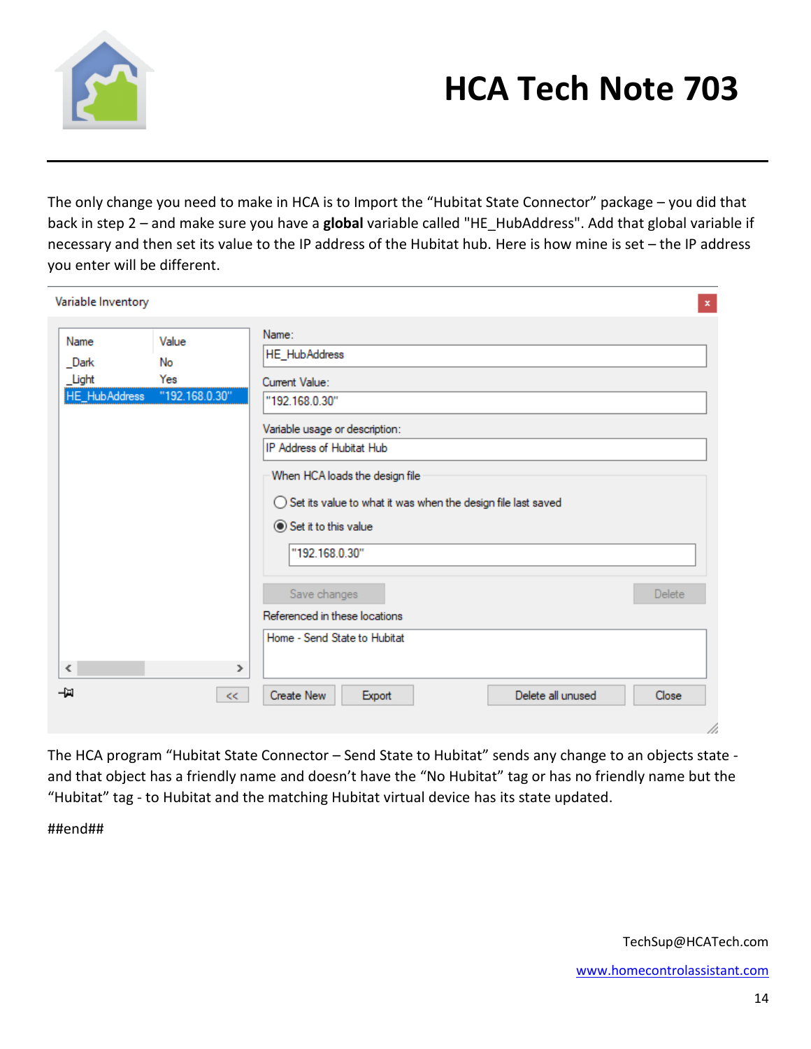# HCA Tech Note 703

The only change you need to make in HCA is to Import the "Hubitat State Connector" package – you did that back in step 2 – and make sure you have a **global** variable called "HE_HubAddress". Add that global variable if necessary and then set its value to the IP address of the Hubitat hub. Here is how mine is set – the IP address you enter will be different.

Variable Inventory

| Name | Value |
|---|---|
| _Dark | No |
| _Light | Yes |
| HE_HubAddress | "192.168.0.30" |

Name: HE_HubAddress

Current Value: "192.168.0.30"

Variable usage or description: IP Address of Hubitat Hub

When HCA loads the design file

- Set its value to what it was when the design file last saved
- Set it to this value: "192.168.0.30"

Save changes | Delete

Referenced in these locations: Home - Send State to Hubitat

Create New | Export | Delete all unused | Close

The HCA program "Hubitat State Connector – Send State to Hubitat" sends any change to an objects state - and that object has a friendly name and doesn't have the "No Hubitat" tag or has no friendly name but the "Hubitat" tag - to Hubitat and the matching Hubitat virtual device has its state updated.

##end##

TechSup@HCATech.com

www.homecontrolassistant.com